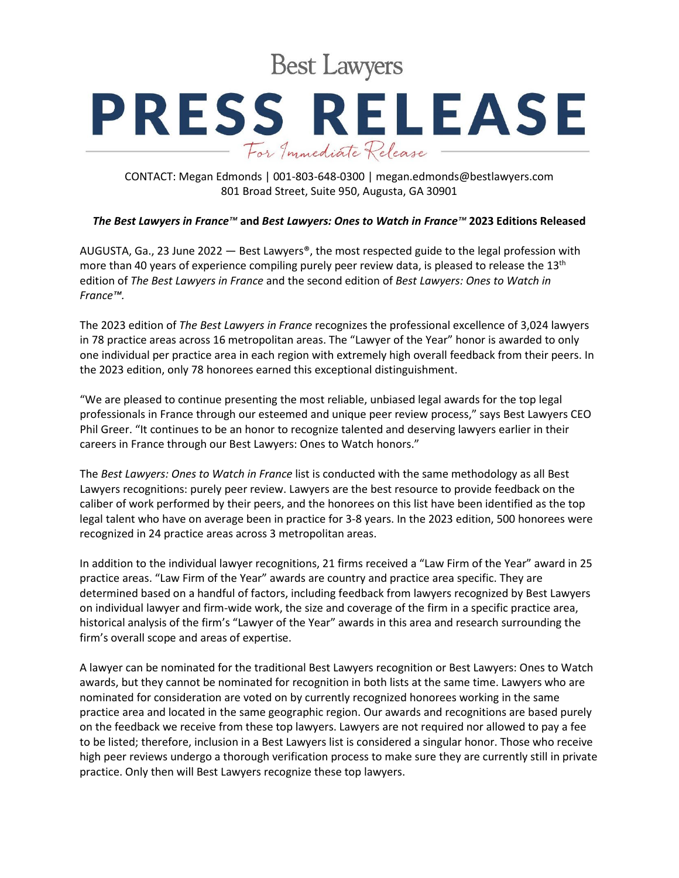# Best Lawyers

# PRESS RELEASE

*For Immediate Release*

CONTACT: Megan Edmonds | 001-803-648-0300 | megan.edmonds@bestlawyers.com
801 Broad Street, Suite 950, Augusta, GA 30901

***The Best Lawyers in France™*** **and** ***Best Lawyers: Ones to Watch in France™*** **2023 Editions Released**

AUGUSTA, Ga., 23 June 2022 — Best Lawyers®, the most respected guide to the legal profession with more than 40 years of experience compiling purely peer review data, is pleased to release the 13th edition of *The Best Lawyers in France* and the second edition of *Best Lawyers: Ones to Watch in France™.*

The 2023 edition of *The Best Lawyers in France* recognizes the professional excellence of 3,024 lawyers in 78 practice areas across 16 metropolitan areas. The "Lawyer of the Year" honor is awarded to only one individual per practice area in each region with extremely high overall feedback from their peers. In the 2023 edition, only 78 honorees earned this exceptional distinguishment.

"We are pleased to continue presenting the most reliable, unbiased legal awards for the top legal professionals in France through our esteemed and unique peer review process," says Best Lawyers CEO Phil Greer. "It continues to be an honor to recognize talented and deserving lawyers earlier in their careers in France through our Best Lawyers: Ones to Watch honors."

The *Best Lawyers: Ones to Watch in France* list is conducted with the same methodology as all Best Lawyers recognitions: purely peer review. Lawyers are the best resource to provide feedback on the caliber of work performed by their peers, and the honorees on this list have been identified as the top legal talent who have on average been in practice for 3-8 years. In the 2023 edition, 500 honorees were recognized in 24 practice areas across 3 metropolitan areas.

In addition to the individual lawyer recognitions, 21 firms received a "Law Firm of the Year" award in 25 practice areas. "Law Firm of the Year" awards are country and practice area specific. They are determined based on a handful of factors, including feedback from lawyers recognized by Best Lawyers on individual lawyer and firm-wide work, the size and coverage of the firm in a specific practice area, historical analysis of the firm's "Lawyer of the Year" awards in this area and research surrounding the firm's overall scope and areas of expertise.

A lawyer can be nominated for the traditional Best Lawyers recognition or Best Lawyers: Ones to Watch awards, but they cannot be nominated for recognition in both lists at the same time. Lawyers who are nominated for consideration are voted on by currently recognized honorees working in the same practice area and located in the same geographic region. Our awards and recognitions are based purely on the feedback we receive from these top lawyers. Lawyers are not required nor allowed to pay a fee to be listed; therefore, inclusion in a Best Lawyers list is considered a singular honor. Those who receive high peer reviews undergo a thorough verification process to make sure they are currently still in private practice. Only then will Best Lawyers recognize these top lawyers.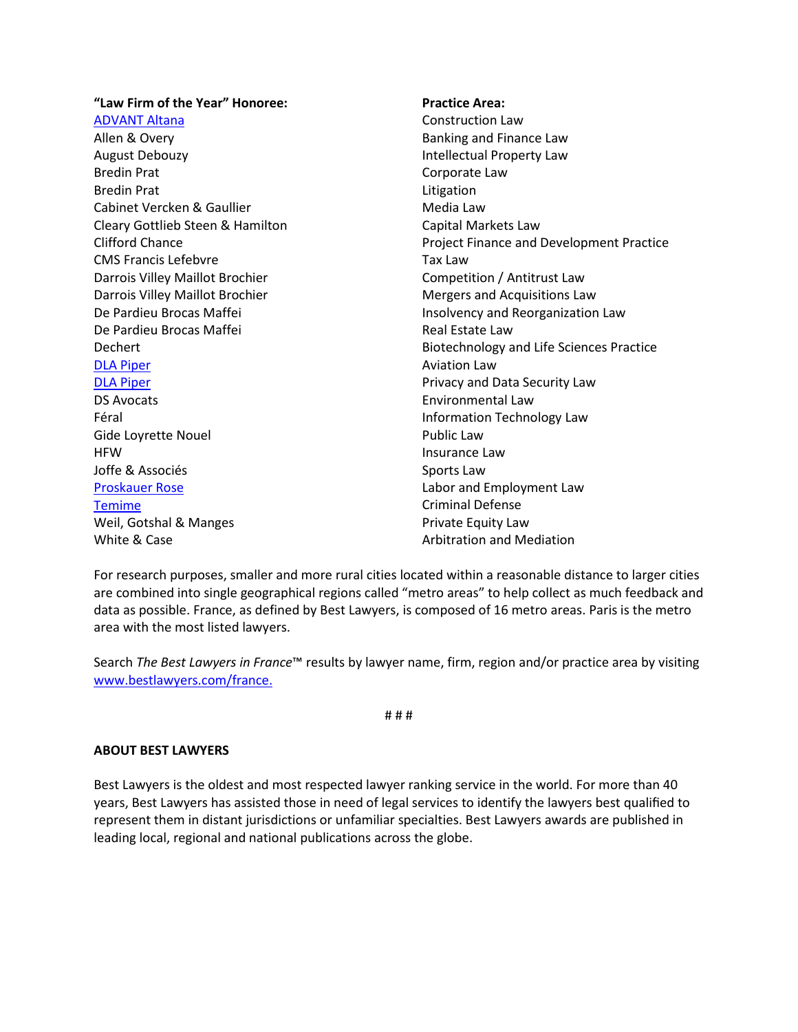| **"Law Firm of the Year" Honoree:** | **Practice Area:** |
| --- | --- |
| ADVANT Altana | Construction Law |
| Allen & Overy | Banking and Finance Law |
| August Debouzy | Intellectual Property Law |
| Bredin Prat | Corporate Law |
| Bredin Prat | Litigation |
| Cabinet Vercken & Gaullier | Media Law |
| Cleary Gottlieb Steen & Hamilton | Capital Markets Law |
| Clifford Chance | Project Finance and Development Practice |
| CMS Francis Lefebvre | Tax Law |
| Darrois Villey Maillot Brochier | Competition / Antitrust Law |
| Darrois Villey Maillot Brochier | Mergers and Acquisitions Law |
| De Pardieu Brocas Maffei | Insolvency and Reorganization Law |
| De Pardieu Brocas Maffei | Real Estate Law |
| Dechert | Biotechnology and Life Sciences Practice |
| DLA Piper | Aviation Law |
| DLA Piper | Privacy and Data Security Law |
| DS Avocats | Environmental Law |
| Féral | Information Technology Law |
| Gide Loyrette Nouel | Public Law |
| HFW | Insurance Law |
| Joffe & Associés | Sports Law |
| Proskauer Rose | Labor and Employment Law |
| Temime | Criminal Defense |
| Weil, Gotshal & Manges | Private Equity Law |
| White & Case | Arbitration and Mediation |

For research purposes, smaller and more rural cities located within a reasonable distance to larger cities are combined into single geographical regions called "metro areas" to help collect as much feedback and data as possible. France, as defined by Best Lawyers, is composed of 16 metro areas. Paris is the metro area with the most listed lawyers.

Search *The Best Lawyers in France*™ results by lawyer name, firm, region and/or practice area by visiting www.bestlawyers.com/france.

# # #

**ABOUT BEST LAWYERS**

Best Lawyers is the oldest and most respected lawyer ranking service in the world. For more than 40 years, Best Lawyers has assisted those in need of legal services to identify the lawyers best qualified to represent them in distant jurisdictions or unfamiliar specialties. Best Lawyers awards are published in leading local, regional and national publications across the globe.